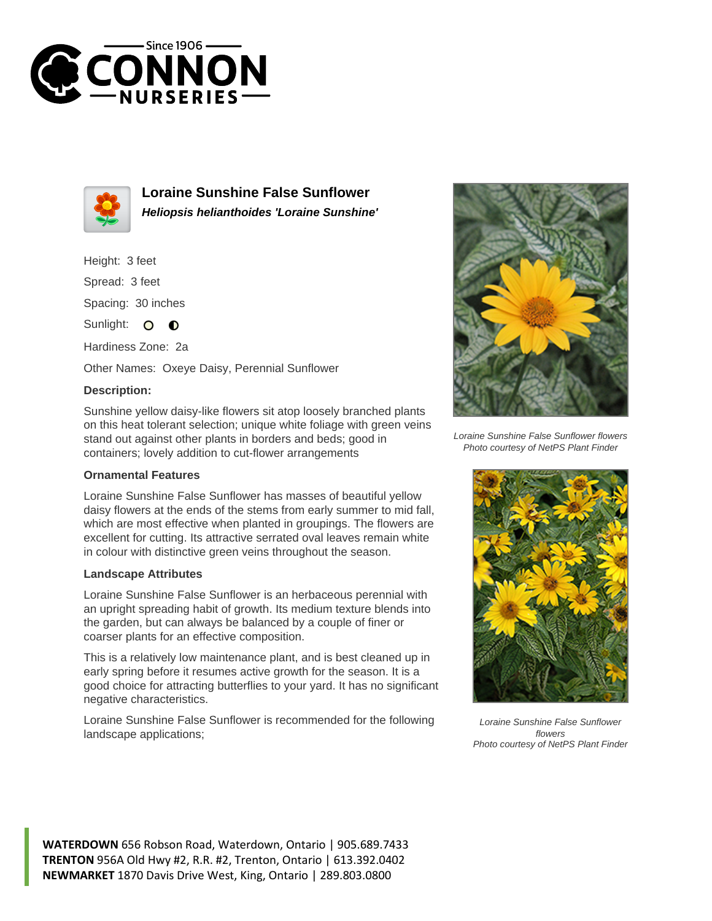# Loraine Sunshine False Sunflower

***Heliopsis helianthoides 'Loraine Sunshine'***

Height: 3 feet

Spread: 3 feet

Spacing: 30 inches

Sunlight:

Hardiness Zone: 2a

Other Names: Oxeye Daisy, Perennial Sunflower

### Description:

Sunshine yellow daisy-like flowers sit atop loosely branched plants on this heat tolerant selection; unique white foliage with green veins stand out against other plants in borders and beds; good in containers; lovely addition to cut-flower arrangements

### Ornamental Features

Loraine Sunshine False Sunflower has masses of beautiful yellow daisy flowers at the ends of the stems from early summer to mid fall, which are most effective when planted in groupings. The flowers are excellent for cutting. Its attractive serrated oval leaves remain white in colour with distinctive green veins throughout the season.

### Landscape Attributes

Loraine Sunshine False Sunflower is an herbaceous perennial with an upright spreading habit of growth. Its medium texture blends into the garden, but can always be balanced by a couple of finer or coarser plants for an effective composition.

This is a relatively low maintenance plant, and is best cleaned up in early spring before it resumes active growth for the season. It is a good choice for attracting butterflies to your yard. It has no significant negative characteristics.

Loraine Sunshine False Sunflower is recommended for the following landscape applications;

*Loraine Sunshine False Sunflower flowers*
*Photo courtesy of NetPS Plant Finder*

*Loraine Sunshine False Sunflower flowers*
*Photo courtesy of NetPS Plant Finder*

**WATERDOWN** 656 Robson Road, Waterdown, Ontario | 905.689.7433
**TRENTON** 956A Old Hwy #2, R.R. #2, Trenton, Ontario | 613.392.0402
**NEWMARKET** 1870 Davis Drive West, King, Ontario | 289.803.0800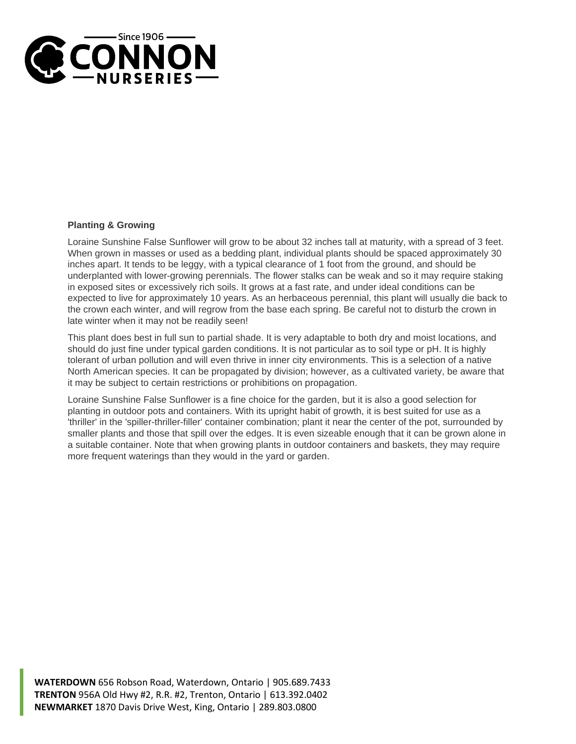### Planting & Growing

Loraine Sunshine False Sunflower will grow to be about 32 inches tall at maturity, with a spread of 3 feet. When grown in masses or used as a bedding plant, individual plants should be spaced approximately 30 inches apart. It tends to be leggy, with a typical clearance of 1 foot from the ground, and should be underplanted with lower-growing perennials. The flower stalks can be weak and so it may require staking in exposed sites or excessively rich soils. It grows at a fast rate, and under ideal conditions can be expected to live for approximately 10 years. As an herbaceous perennial, this plant will usually die back to the crown each winter, and will regrow from the base each spring. Be careful not to disturb the crown in late winter when it may not be readily seen!

This plant does best in full sun to partial shade. It is very adaptable to both dry and moist locations, and should do just fine under typical garden conditions. It is not particular as to soil type or pH. It is highly tolerant of urban pollution and will even thrive in inner city environments. This is a selection of a native North American species. It can be propagated by division; however, as a cultivated variety, be aware that it may be subject to certain restrictions or prohibitions on propagation.

Loraine Sunshine False Sunflower is a fine choice for the garden, but it is also a good selection for planting in outdoor pots and containers. With its upright habit of growth, it is best suited for use as a 'thriller' in the 'spiller-thriller-filler' container combination; plant it near the center of the pot, surrounded by smaller plants and those that spill over the edges. It is even sizeable enough that it can be grown alone in a suitable container. Note that when growing plants in outdoor containers and baskets, they may require more frequent waterings than they would in the yard or garden.